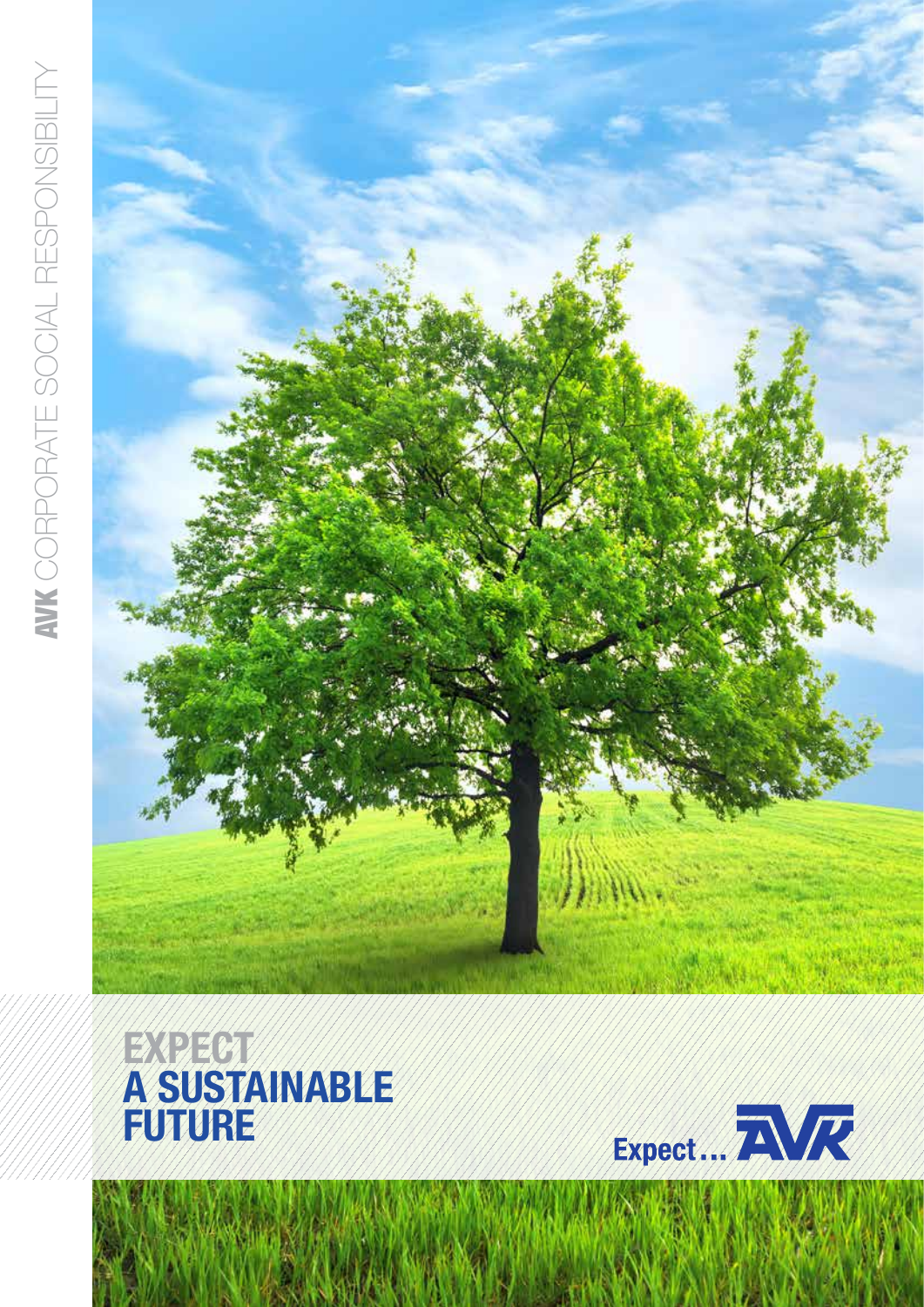**AVK** CORPORATE SOCIAL RESPONSIBILITY

# EXPECT A SUSTAINABLE FUTURE

Expect... AVK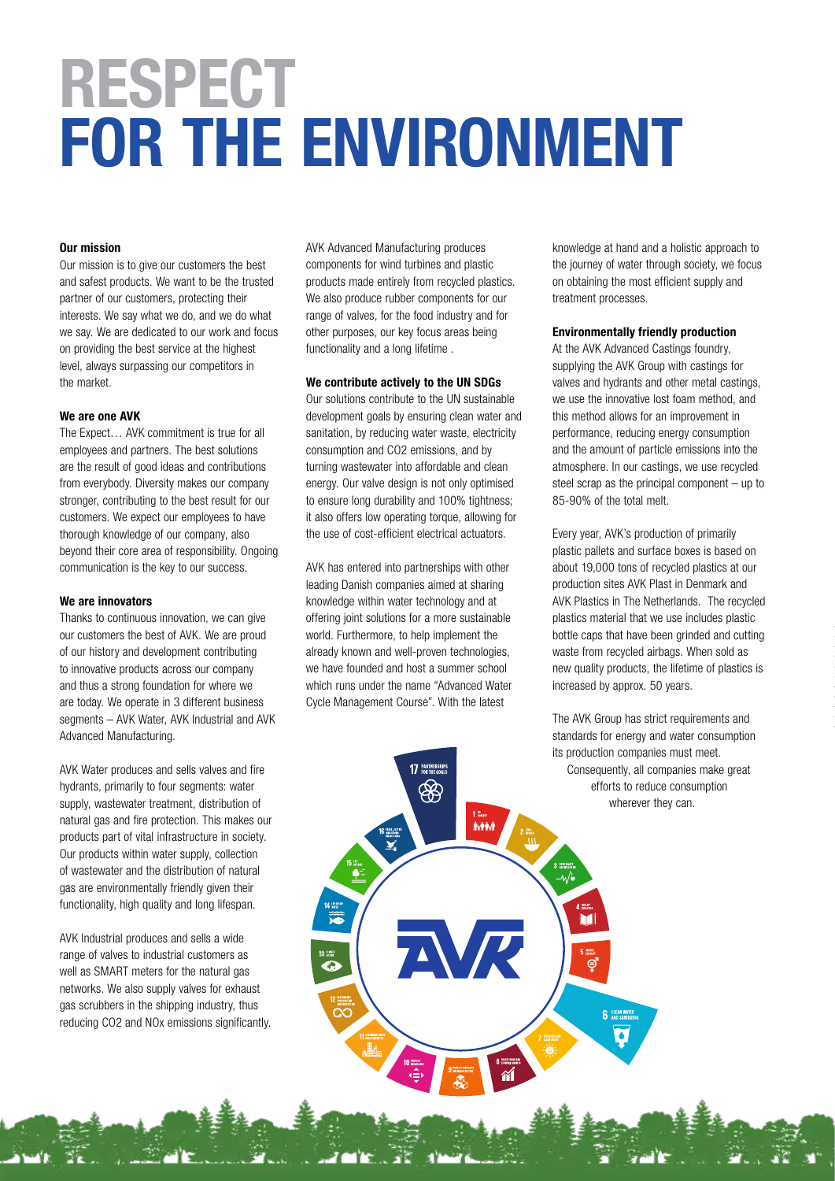# RESPECT
# FOR THE ENVIRONMENT

**Our mission**

Our mission is to give our customers the best and safest products. We want to be the trusted partner of our customers, protecting their interests. We say what we do, and we do what we say. We are dedicated to our work and focus on providing the best service at the highest level, always surpassing our competitors in the market.

**We are one AVK**

The Expect… AVK commitment is true for all employees and partners. The best solutions are the result of good ideas and contributions from everybody. Diversity makes our company stronger, contributing to the best result for our customers. We expect our employees to have thorough knowledge of our company, also beyond their core area of responsibility. Ongoing communication is the key to our success.

**We are innovators**

Thanks to continuous innovation, we can give our customers the best of AVK. We are proud of our history and development contributing to innovative products across our company and thus a strong foundation for where we are today. We operate in 3 different business segments – AVK Water, AVK Industrial and AVK Advanced Manufacturing.

AVK Water produces and sells valves and fire hydrants, primarily to four segments: water supply, wastewater treatment, distribution of natural gas and fire protection. This makes our products part of vital infrastructure in society. Our products within water supply, collection of wastewater and the distribution of natural gas are environmentally friendly given their functionality, high quality and long lifespan.

AVK Industrial produces and sells a wide range of valves to industrial customers as well as SMART meters for the natural gas networks. We also supply valves for exhaust gas scrubbers in the shipping industry, thus reducing CO2 and NOx emissions significantly.

AVK Advanced Manufacturing produces components for wind turbines and plastic products made entirely from recycled plastics. We also produce rubber components for our range of valves, for the food industry and for other purposes, our key focus areas being functionality and a long lifetime .

**We contribute actively to the UN SDGs**

Our solutions contribute to the UN sustainable development goals by ensuring clean water and sanitation, by reducing water waste, electricity consumption and CO2 emissions, and by turning wastewater into affordable and clean energy. Our valve design is not only optimised to ensure long durability and 100% tightness; it also offers low operating torque, allowing for the use of cost-efficient electrical actuators.

AVK has entered into partnerships with other leading Danish companies aimed at sharing knowledge within water technology and at offering joint solutions for a more sustainable world. Furthermore, to help implement the already known and well-proven technologies, we have founded and host a summer school which runs under the name "Advanced Water Cycle Management Course". With the latest knowledge at hand and a holistic approach to the journey of water through society, we focus on obtaining the most efficient supply and treatment processes.

**Environmentally friendly production**

At the AVK Advanced Castings foundry, supplying the AVK Group with castings for valves and hydrants and other metal castings, we use the innovative lost foam method, and this method allows for an improvement in performance, reducing energy consumption and the amount of particle emissions into the atmosphere. In our castings, we use recycled steel scrap as the principal component – up to 85-90% of the total melt.

Every year, AVK's production of primarily plastic pallets and surface boxes is based on about 19,000 tons of recycled plastics at our production sites AVK Plast in Denmark and AVK Plastics in The Netherlands. The recycled plastics material that we use includes plastic bottle caps that have been grinded and cutting waste from recycled airbags. When sold as new quality products, the lifetime of plastics is increased by approx. 50 years.

The AVK Group has strict requirements and standards for energy and water consumption its production companies must meet. Consequently, all companies make great efforts to reduce consumption wherever they can.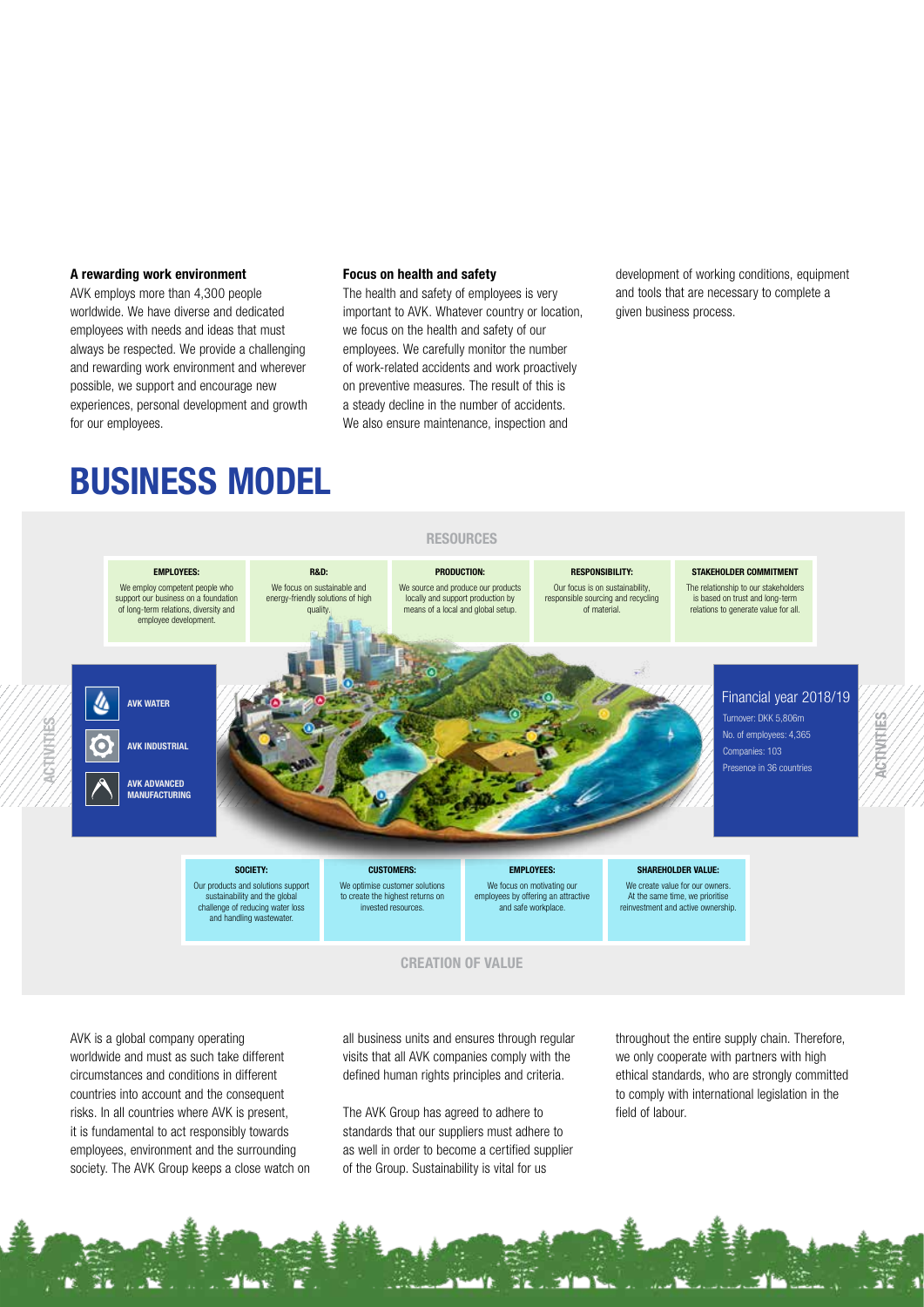**A rewarding work environment**

AVK employs more than 4,300 people worldwide. We have diverse and dedicated employees with needs and ideas that must always be respected. We provide a challenging and rewarding work environment and wherever possible, we support and encourage new experiences, personal development and growth for our employees.

**Focus on health and safety**

The health and safety of employees is very important to AVK. Whatever country or location, we focus on the health and safety of our employees. We carefully monitor the number of work-related accidents and work proactively on preventive measures. The result of this is a steady decline in the number of accidents. We also ensure maintenance, inspection and development of working conditions, equipment and tools that are necessary to complete a given business process.

# BUSINESS MODEL

**RESOURCES**

**EMPLOYEES:** We employ competent people who support our business on a foundation of long-term relations, diversity and employee development.

**R&D:** We focus on sustainable and energy-friendly solutions of high quality.

**PRODUCTION:** We source and produce our products locally and support production by means of a local and global setup.

**RESPONSIBILITY:** Our focus is on sustainability, responsible sourcing and recycling of material.

**STAKEHOLDER COMMITMENT** The relationship to our stakeholders is based on trust and long-term relations to generate value for all.

**ACTIVITIES**

- **AVK WATER**
- **AVK INDUSTRIAL**
- **AVK ADVANCED MANUFACTURING**

Financial year 2018/19

- Turnover: DKK 5,806m
- No. of employees: 4,365
- Companies: 103
- Presence in 36 countries

**SOCIETY:** Our products and solutions support sustainability and the global challenge of reducing water loss and handling wastewater.

**CUSTOMERS:** We optimise customer solutions to create the highest returns on invested resources.

**EMPLOYEES:** We focus on motivating our employees by offering an attractive and safe workplace.

**SHAREHOLDER VALUE:** We create value for our owners. At the same time, we prioritise reinvestment and active ownership.

**CREATION OF VALUE**

AVK is a global company operating worldwide and must as such take different circumstances and conditions in different countries into account and the consequent risks. In all countries where AVK is present, it is fundamental to act responsibly towards employees, environment and the surrounding society. The AVK Group keeps a close watch on all business units and ensures through regular visits that all AVK companies comply with the defined human rights principles and criteria.

The AVK Group has agreed to adhere to standards that our suppliers must adhere to as well in order to become a certified supplier of the Group. Sustainability is vital for us throughout the entire supply chain. Therefore, we only cooperate with partners with high ethical standards, who are strongly committed to comply with international legislation in the field of labour.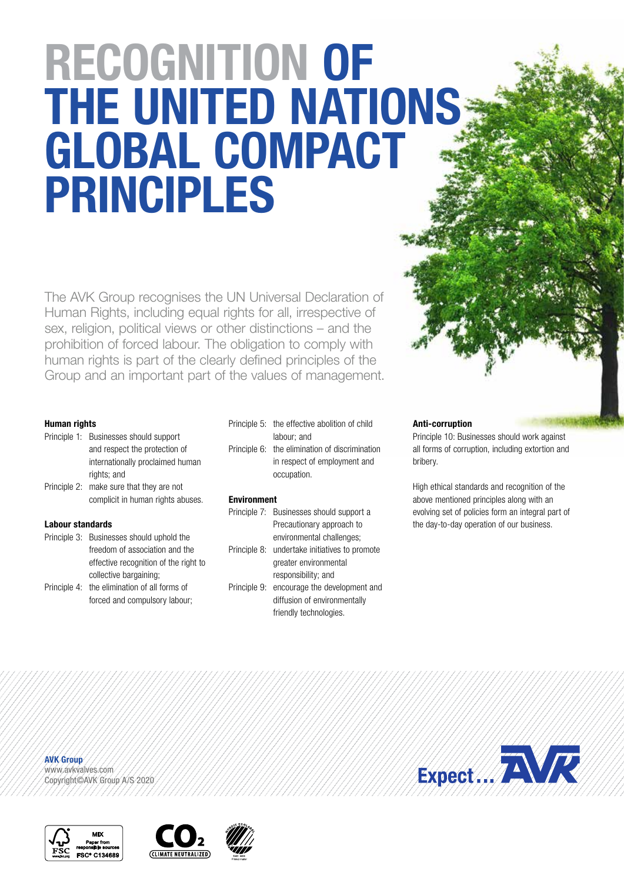# RECOGNITION OF THE UNITED NATIONS GLOBAL COMPACT PRINCIPLES

The AVK Group recognises the UN Universal Declaration of Human Rights, including equal rights for all, irrespective of sex, religion, political views or other distinctions – and the prohibition of forced labour. The obligation to comply with human rights is part of the clearly defined principles of the Group and an important part of the values of management.

**Human rights**

Principle 1: Businesses should support and respect the protection of internationally proclaimed human rights; and

Principle 2: make sure that they are not complicit in human rights abuses.

**Labour standards**

Principle 3: Businesses should uphold the freedom of association and the effective recognition of the right to collective bargaining;

Principle 4: the elimination of all forms of forced and compulsory labour;

Principle 5: the effective abolition of child labour; and

Principle 6: the elimination of discrimination in respect of employment and occupation.

**Environment**

Principle 7: Businesses should support a Precautionary approach to environmental challenges;

Principle 8: undertake initiatives to promote greater environmental responsibility; and

Principle 9: encourage the development and diffusion of environmentally friendly technologies.

**Anti-corruption**

Principle 10: Businesses should work against all forms of corruption, including extortion and bribery.

High ethical standards and recognition of the above mentioned principles along with an evolving set of policies form an integral part of the day-to-day operation of our business.

**AVK Group**
www.avkvalves.com
Copyright©AVK Group A/S 2020

Expect... AVK

MIX
Paper from responsible sources
FSC® C134689

$CO_2$ CLIMATE NEUTRALIZED